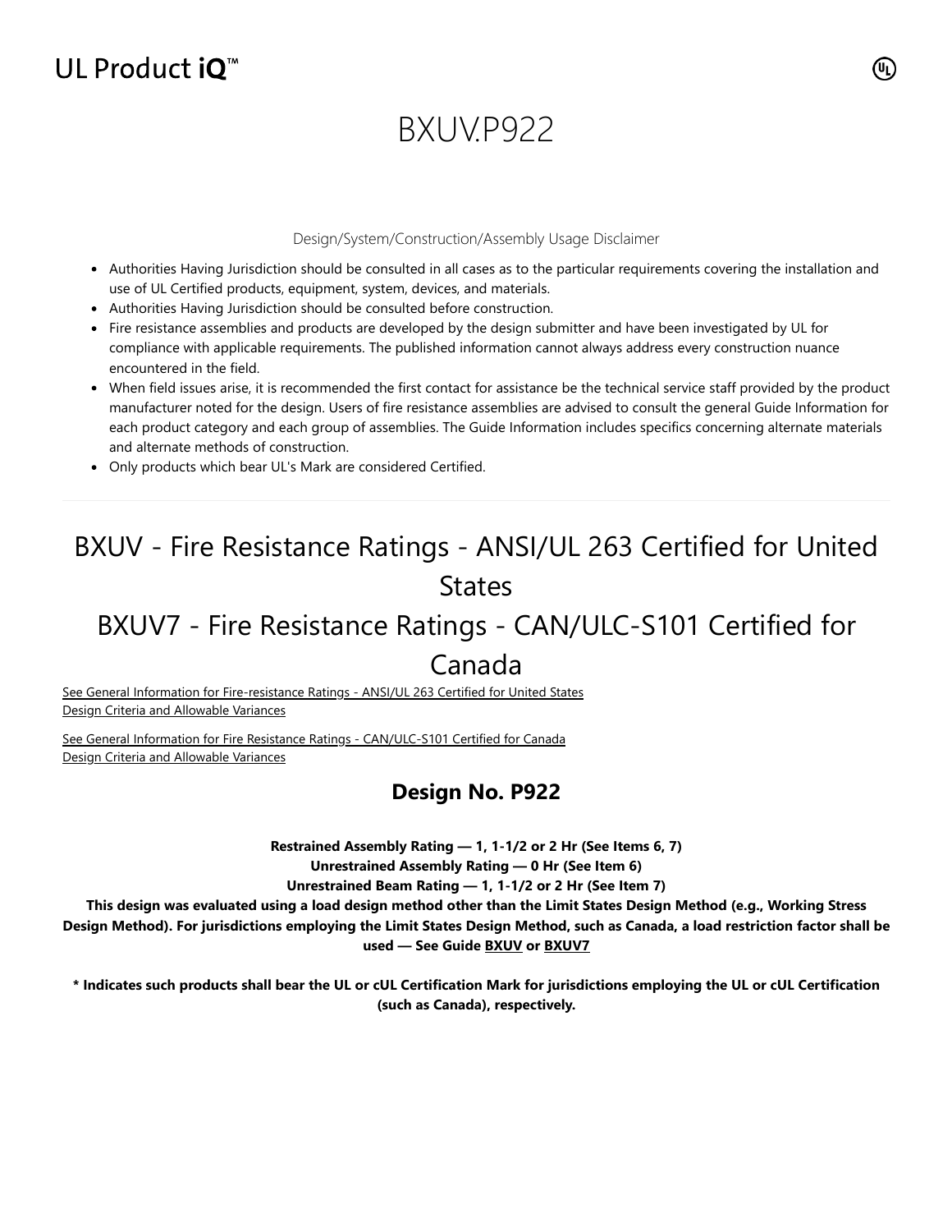# BXUV.P922

Design/System/Construction/Assembly Usage Disclaimer

- Authorities Having Jurisdiction should be consulted in all cases as to the particular requirements covering the installation and use of UL Certified products, equipment, system, devices, and materials.
- Authorities Having Jurisdiction should be consulted before construction.
- Fire resistance assemblies and products are developed by the design submitter and have been investigated by UL for compliance with applicable requirements. The published information cannot always address every construction nuance encountered in the field.
- When field issues arise, it is recommended the first contact for assistance be the technical service staff provided by the product manufacturer noted for the design. Users of fire resistance assemblies are advised to consult the general Guide Information for each product category and each group of assemblies. The Guide Information includes specifics concerning alternate materials and alternate methods of construction.
- Only products which bear UL's Mark are considered Certified.

---

## BXUV - Fire Resistance Ratings - ANSI/UL 263 Certified for United States

## BXUV7 - Fire Resistance Ratings - CAN/ULC-S101 Certified for Canada

See General Information for Fire-resistance Ratings - ANSI/UL 263 Certified for United States Design Criteria and Allowable Variances

See General Information for Fire Resistance Ratings - CAN/ULC-S101 Certified for Canada Design Criteria and Allowable Variances

### Design No. P922

**Restrained Assembly Rating — 1, 1-1/2 or 2 Hr (See Items 6, 7)**
**Unrestrained Assembly Rating — 0 Hr (See Item 6)**
**Unrestrained Beam Rating — 1, 1-1/2 or 2 Hr (See Item 7)**
**This design was evaluated using a load design method other than the Limit States Design Method (e.g., Working Stress Design Method). For jurisdictions employing the Limit States Design Method, such as Canada, a load restriction factor shall be used — See Guide BXUV or BXUV7**

**\* Indicates such products shall bear the UL or cUL Certification Mark for jurisdictions employing the UL or cUL Certification (such as Canada), respectively.**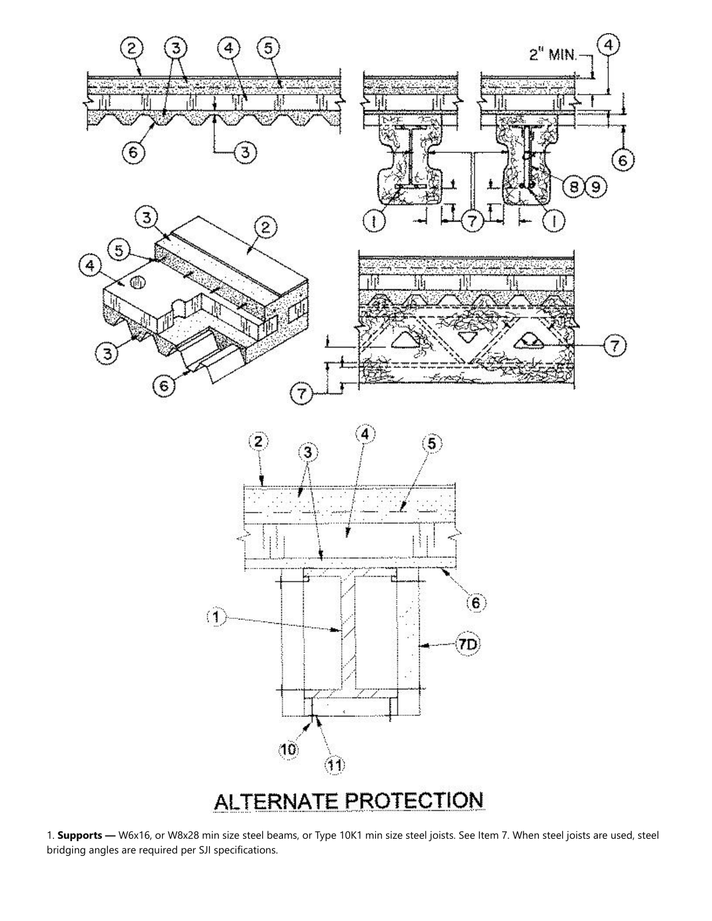ALTERNATE PROTECTION

1. **Supports —** W6x16, or W8x28 min size steel beams, or Type 10K1 min size steel joists. See Item 7. When steel joists are used, steel bridging angles are required per SJI specifications.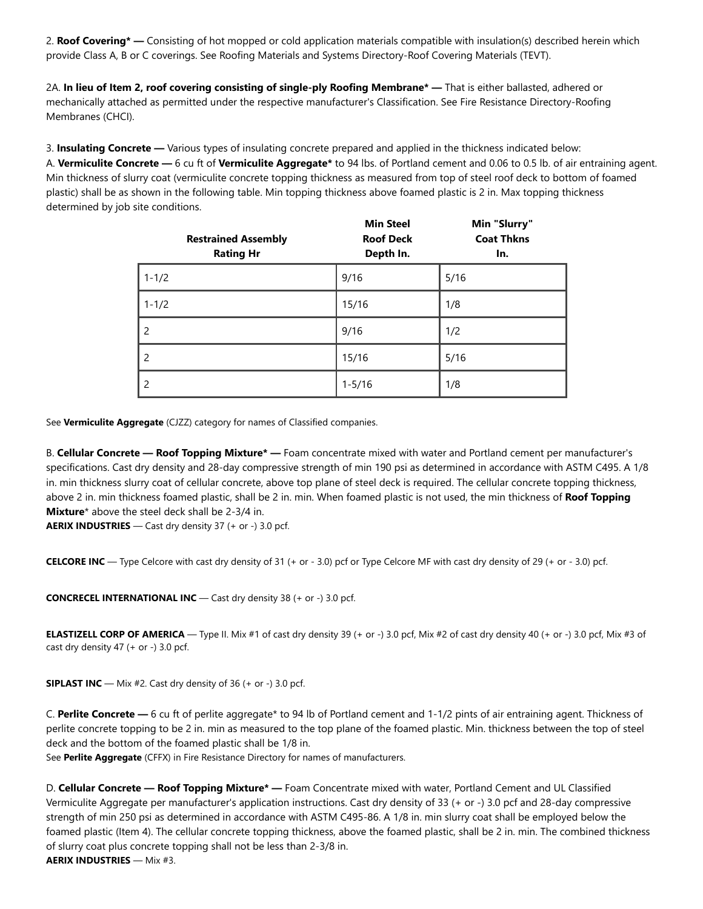2. **Roof Covering* —** Consisting of hot mopped or cold application materials compatible with insulation(s) described herein which provide Class A, B or C coverings. See Roofing Materials and Systems Directory-Roof Covering Materials (TEVT).

2A. **In lieu of Item 2, roof covering consisting of single-ply Roofing Membrane* —** That is either ballasted, adhered or mechanically attached as permitted under the respective manufacturer's Classification. See Fire Resistance Directory-Roofing Membranes (CHCI).

3. **Insulating Concrete —** Various types of insulating concrete prepared and applied in the thickness indicated below:
A. **Vermiculite Concrete —** 6 cu ft of **Vermiculite Aggregate*** to 94 lbs. of Portland cement and 0.06 to 0.5 lb. of air entraining agent. Min thickness of slurry coat (vermiculite concrete topping thickness as measured from top of steel roof deck to bottom of foamed plastic) shall be as shown in the following table. Min topping thickness above foamed plastic is 2 in. Max topping thickness determined by job site conditions.

| Restrained Assembly Rating Hr | Min Steel Roof Deck Depth In. | Min "Slurry" Coat Thkns In. |
|---|---|---|
| 1-1/2 | 9/16 | 5/16 |
| 1-1/2 | 15/16 | 1/8 |
| 2 | 9/16 | 1/2 |
| 2 | 15/16 | 5/16 |
| 2 | 1-5/16 | 1/8 |

See **Vermiculite Aggregate** (CJZZ) category for names of Classified companies.

B. **Cellular Concrete — Roof Topping Mixture* —** Foam concentrate mixed with water and Portland cement per manufacturer's specifications. Cast dry density and 28-day compressive strength of min 190 psi as determined in accordance with ASTM C495. A 1/8 in. min thickness slurry coat of cellular concrete, above top plane of steel deck is required. The cellular concrete topping thickness, above 2 in. min thickness foamed plastic, shall be 2 in. min. When foamed plastic is not used, the min thickness of **Roof Topping Mixture*** above the steel deck shall be 2-3/4 in.
**AERIX INDUSTRIES** — Cast dry density 37 (+ or -) 3.0 pcf.

**CELCORE INC** — Type Celcore with cast dry density of 31 (+ or - 3.0) pcf or Type Celcore MF with cast dry density of 29 (+ or - 3.0) pcf.

**CONCRECEL INTERNATIONAL INC** — Cast dry density 38 (+ or -) 3.0 pcf.

**ELASTIZELL CORP OF AMERICA** — Type II. Mix #1 of cast dry density 39 (+ or -) 3.0 pcf, Mix #2 of cast dry density 40 (+ or -) 3.0 pcf, Mix #3 of cast dry density 47 (+ or -) 3.0 pcf.

**SIPLAST INC** — Mix #2. Cast dry density of 36 (+ or -) 3.0 pcf.

C. **Perlite Concrete —** 6 cu ft of perlite aggregate* to 94 lb of Portland cement and 1-1/2 pints of air entraining agent. Thickness of perlite concrete topping to be 2 in. min as measured to the top plane of the foamed plastic. Min. thickness between the top of steel deck and the bottom of the foamed plastic shall be 1/8 in.
See **Perlite Aggregate** (CFFX) in Fire Resistance Directory for names of manufacturers.

D. **Cellular Concrete — Roof Topping Mixture* —** Foam Concentrate mixed with water, Portland Cement and UL Classified Vermiculite Aggregate per manufacturer's application instructions. Cast dry density of 33 (+ or -) 3.0 pcf and 28-day compressive strength of min 250 psi as determined in accordance with ASTM C495-86. A 1/8 in. min slurry coat shall be employed below the foamed plastic (Item 4). The cellular concrete topping thickness, above the foamed plastic, shall be 2 in. min. The combined thickness of slurry coat plus concrete topping shall not be less than 2-3/8 in.
**AERIX INDUSTRIES** — Mix #3.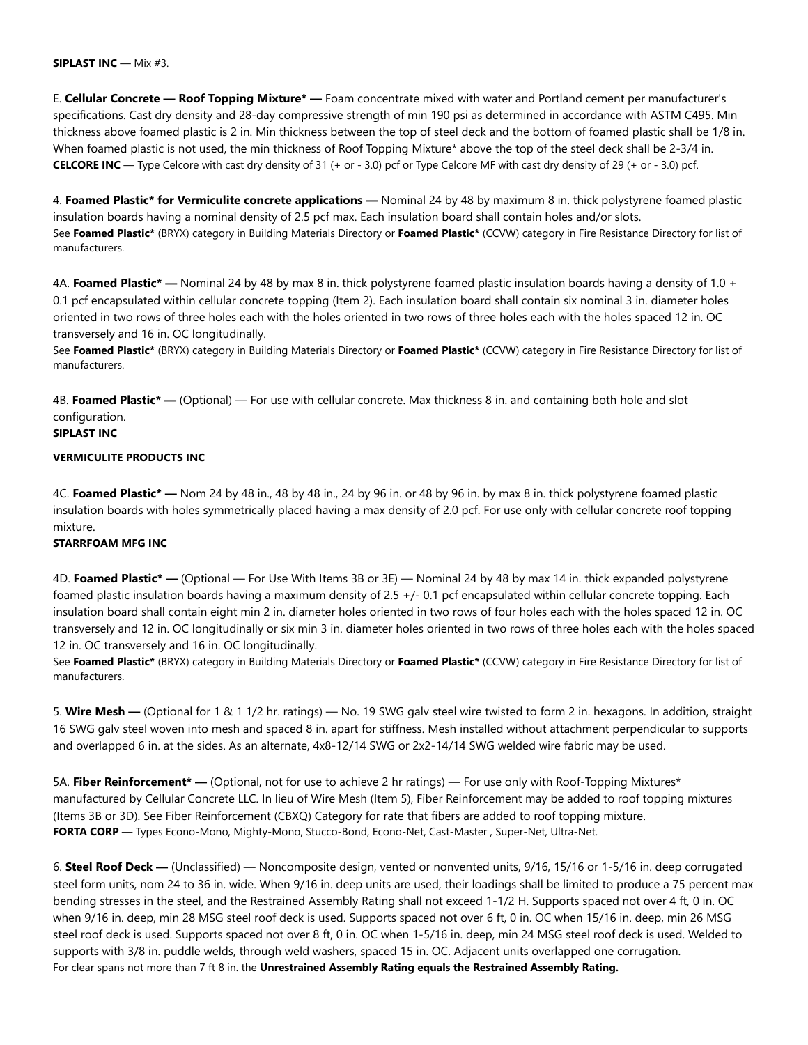**SIPLAST INC** — Mix #3.

E. **Cellular Concrete — Roof Topping Mixture* —** Foam concentrate mixed with water and Portland cement per manufacturer's specifications. Cast dry density and 28-day compressive strength of min 190 psi as determined in accordance with ASTM C495. Min thickness above foamed plastic is 2 in. Min thickness between the top of steel deck and the bottom of foamed plastic shall be 1/8 in. When foamed plastic is not used, the min thickness of Roof Topping Mixture* above the top of the steel deck shall be 2-3/4 in.
**CELCORE INC** — Type Celcore with cast dry density of 31 (+ or - 3.0) pcf or Type Celcore MF with cast dry density of 29 (+ or - 3.0) pcf.

4. **Foamed Plastic* for Vermiculite concrete applications —** Nominal 24 by 48 by maximum 8 in. thick polystyrene foamed plastic insulation boards having a nominal density of 2.5 pcf max. Each insulation board shall contain holes and/or slots.
See **Foamed Plastic*** (BRYX) category in Building Materials Directory or **Foamed Plastic*** (CCVW) category in Fire Resistance Directory for list of manufacturers.

4A. **Foamed Plastic* —** Nominal 24 by 48 by max 8 in. thick polystyrene foamed plastic insulation boards having a density of 1.0 + 0.1 pcf encapsulated within cellular concrete topping (Item 2). Each insulation board shall contain six nominal 3 in. diameter holes oriented in two rows of three holes each with the holes oriented in two rows of three holes each with the holes spaced 12 in. OC transversely and 16 in. OC longitudinally.
See **Foamed Plastic*** (BRYX) category in Building Materials Directory or **Foamed Plastic*** (CCVW) category in Fire Resistance Directory for list of manufacturers.

4B. **Foamed Plastic* —** (Optional) — For use with cellular concrete. Max thickness 8 in. and containing both hole and slot configuration.
**SIPLAST INC**

**VERMICULITE PRODUCTS INC**

4C. **Foamed Plastic* —** Nom 24 by 48 in., 48 by 48 in., 24 by 96 in. or 48 by 96 in. by max 8 in. thick polystyrene foamed plastic insulation boards with holes symmetrically placed having a max density of 2.0 pcf. For use only with cellular concrete roof topping mixture.
**STARRFOAM MFG INC**

4D. **Foamed Plastic* —** (Optional — For Use With Items 3B or 3E) — Nominal 24 by 48 by max 14 in. thick expanded polystyrene foamed plastic insulation boards having a maximum density of 2.5 +/- 0.1 pcf encapsulated within cellular concrete topping. Each insulation board shall contain eight min 2 in. diameter holes oriented in two rows of four holes each with the holes spaced 12 in. OC transversely and 12 in. OC longitudinally or six min 3 in. diameter holes oriented in two rows of three holes each with the holes spaced 12 in. OC transversely and 16 in. OC longitudinally.
See **Foamed Plastic*** (BRYX) category in Building Materials Directory or **Foamed Plastic*** (CCVW) category in Fire Resistance Directory for list of manufacturers.

5. **Wire Mesh —** (Optional for 1 & 1 1/2 hr. ratings) — No. 19 SWG galv steel wire twisted to form 2 in. hexagons. In addition, straight 16 SWG galv steel woven into mesh and spaced 8 in. apart for stiffness. Mesh installed without attachment perpendicular to supports and overlapped 6 in. at the sides. As an alternate, 4x8-12/14 SWG or 2x2-14/14 SWG welded wire fabric may be used.

5A. **Fiber Reinforcement* —** (Optional, not for use to achieve 2 hr ratings) — For use only with Roof-Topping Mixtures* manufactured by Cellular Concrete LLC. In lieu of Wire Mesh (Item 5), Fiber Reinforcement may be added to roof topping mixtures (Items 3B or 3D). See Fiber Reinforcement (CBXQ) Category for rate that fibers are added to roof topping mixture.
**FORTA CORP** — Types Econo-Mono, Mighty-Mono, Stucco-Bond, Econo-Net, Cast-Master , Super-Net, Ultra-Net.

6. **Steel Roof Deck —** (Unclassified) — Noncomposite design, vented or nonvented units, 9/16, 15/16 or 1-5/16 in. deep corrugated steel form units, nom 24 to 36 in. wide. When 9/16 in. deep units are used, their loadings shall be limited to produce a 75 percent max bending stresses in the steel, and the Restrained Assembly Rating shall not exceed 1-1/2 H. Supports spaced not over 4 ft, 0 in. OC when 9/16 in. deep, min 28 MSG steel roof deck is used. Supports spaced not over 6 ft, 0 in. OC when 15/16 in. deep, min 26 MSG steel roof deck is used. Supports spaced not over 8 ft, 0 in. OC when 1-5/16 in. deep, min 24 MSG steel roof deck is used. Welded to supports with 3/8 in. puddle welds, through weld washers, spaced 15 in. OC. Adjacent units overlapped one corrugation.
For clear spans not more than 7 ft 8 in. the **Unrestrained Assembly Rating equals the Restrained Assembly Rating.**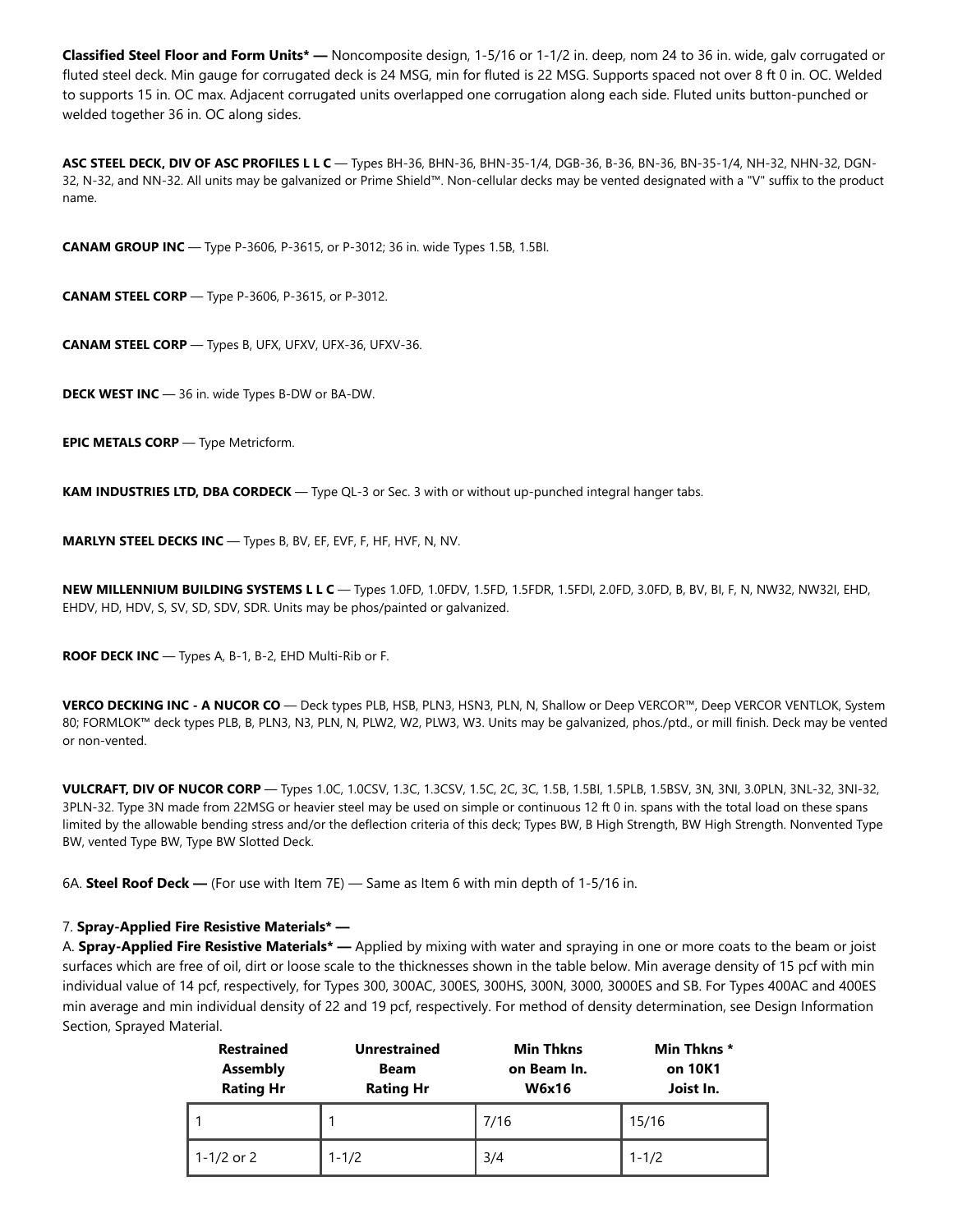**Classified Steel Floor and Form Units* —** Noncomposite design, 1-5/16 or 1-1/2 in. deep, nom 24 to 36 in. wide, galv corrugated or fluted steel deck. Min gauge for corrugated deck is 24 MSG, min for fluted is 22 MSG. Supports spaced not over 8 ft 0 in. OC. Welded to supports 15 in. OC max. Adjacent corrugated units overlapped one corrugation along each side. Fluted units button-punched or welded together 36 in. OC along sides.

**ASC STEEL DECK, DIV OF ASC PROFILES L L C** — Types BH-36, BHN-36, BHN-35-1/4, DGB-36, B-36, BN-36, BN-35-1/4, NH-32, NHN-32, DGN-32, N-32, and NN-32. All units may be galvanized or Prime Shield™. Non-cellular decks may be vented designated with a "V" suffix to the product name.

**CANAM GROUP INC** — Type P-3606, P-3615, or P-3012; 36 in. wide Types 1.5B, 1.5BI.

**CANAM STEEL CORP** — Type P-3606, P-3615, or P-3012.

**CANAM STEEL CORP** — Types B, UFX, UFXV, UFX-36, UFXV-36.

**DECK WEST INC** — 36 in. wide Types B-DW or BA-DW.

**EPIC METALS CORP** — Type Metricform.

**KAM INDUSTRIES LTD, DBA CORDECK** — Type QL-3 or Sec. 3 with or without up-punched integral hanger tabs.

**MARLYN STEEL DECKS INC** — Types B, BV, EF, EVF, F, HF, HVF, N, NV.

**NEW MILLENNIUM BUILDING SYSTEMS L L C** — Types 1.0FD, 1.0FDV, 1.5FD, 1.5FDR, 1.5FDI, 2.0FD, 3.0FD, B, BV, BI, F, N, NW32, NW32I, EHD, EHDV, HD, HDV, S, SV, SD, SDV, SDR. Units may be phos/painted or galvanized.

**ROOF DECK INC** — Types A, B-1, B-2, EHD Multi-Rib or F.

**VERCO DECKING INC - A NUCOR CO** — Deck types PLB, HSB, PLN3, HSN3, PLN, N, Shallow or Deep VERCOR™, Deep VERCOR VENTLOK, System 80; FORMLOK™ deck types PLB, B, PLN3, N3, PLN, N, PLW2, W2, PLW3, W3. Units may be galvanized, phos./ptd., or mill finish. Deck may be vented or non-vented.

**VULCRAFT, DIV OF NUCOR CORP** — Types 1.0C, 1.0CSV, 1.3C, 1.3CSV, 1.5C, 2C, 3C, 1.5B, 1.5BI, 1.5PLB, 1.5BSV, 3N, 3NI, 3.0PLN, 3NL-32, 3NI-32, 3PLN-32. Type 3N made from 22MSG or heavier steel may be used on simple or continuous 12 ft 0 in. spans with the total load on these spans limited by the allowable bending stress and/or the deflection criteria of this deck; Types BW, B High Strength, BW High Strength. Nonvented Type BW, vented Type BW, Type BW Slotted Deck.

6A. **Steel Roof Deck —** (For use with Item 7E) — Same as Item 6 with min depth of 1-5/16 in.

7. **Spray-Applied Fire Resistive Materials* —**

A. **Spray-Applied Fire Resistive Materials* —** Applied by mixing with water and spraying in one or more coats to the beam or joist surfaces which are free of oil, dirt or loose scale to the thicknesses shown in the table below. Min average density of 15 pcf with min individual value of 14 pcf, respectively, for Types 300, 300AC, 300ES, 300HS, 300N, 3000, 3000ES and SB. For Types 400AC and 400ES min average and min individual density of 22 and 19 pcf, respectively. For method of density determination, see Design Information Section, Sprayed Material.

| Restrained Assembly Rating Hr | Unrestrained Beam Rating Hr | Min Thkns on Beam In. W6x16 | Min Thkns * on 10K1 Joist In. |
|---|---|---|---|
| 1 | 1 | 7/16 | 15/16 |
| 1-1/2 or 2 | 1-1/2 | 3/4 | 1-1/2 |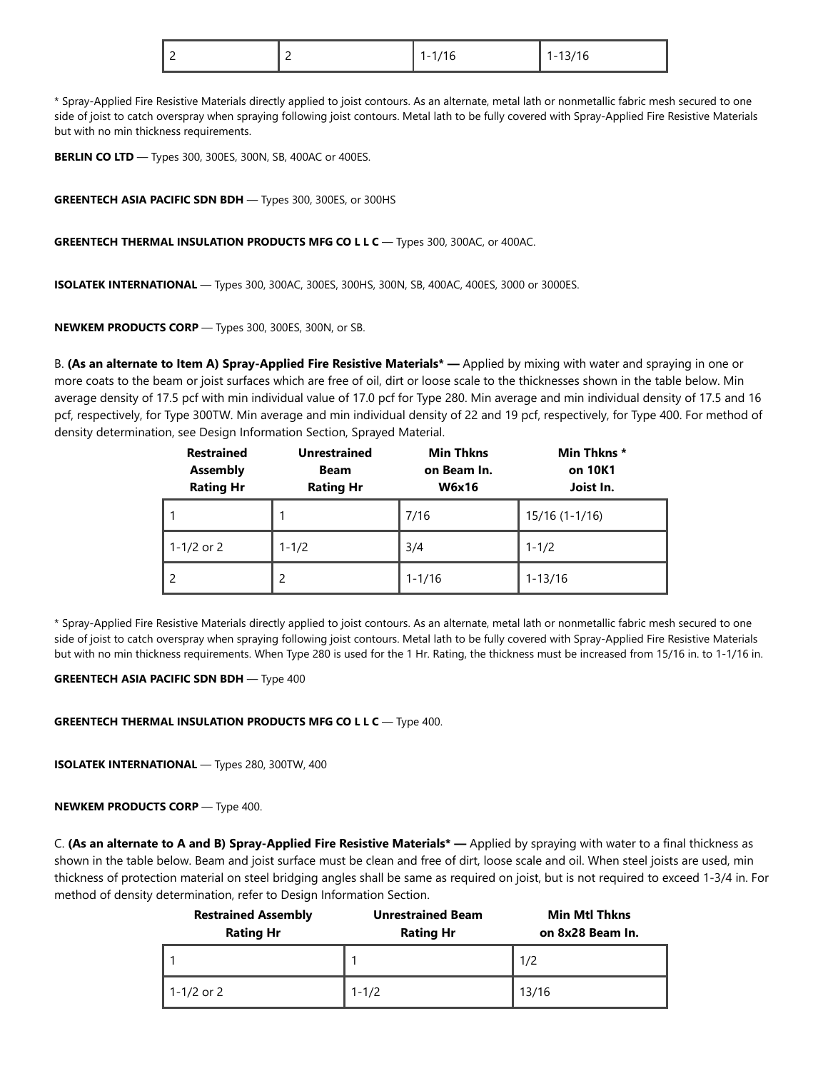| | | | |
|---|---|---|---|
| 2 | 2 | 1-1/16 | 1-13/16 |

* Spray-Applied Fire Resistive Materials directly applied to joist contours. As an alternate, metal lath or nonmetallic fabric mesh secured to one side of joist to catch overspray when spraying following joist contours. Metal lath to be fully covered with Spray-Applied Fire Resistive Materials but with no min thickness requirements.

**BERLIN CO LTD** — Types 300, 300ES, 300N, SB, 400AC or 400ES.

**GREENTECH ASIA PACIFIC SDN BDH** — Types 300, 300ES, or 300HS

**GREENTECH THERMAL INSULATION PRODUCTS MFG CO L L C** — Types 300, 300AC, or 400AC.

**ISOLATEK INTERNATIONAL** — Types 300, 300AC, 300ES, 300HS, 300N, SB, 400AC, 400ES, 3000 or 3000ES.

**NEWKEM PRODUCTS CORP** — Types 300, 300ES, 300N, or SB.

B. **(As an alternate to Item A) Spray-Applied Fire Resistive Materials* —** Applied by mixing with water and spraying in one or more coats to the beam or joist surfaces which are free of oil, dirt or loose scale to the thicknesses shown in the table below. Min average density of 17.5 pcf with min individual value of 17.0 pcf for Type 280. Min average and min individual density of 17.5 and 16 pcf, respectively, for Type 300TW. Min average and min individual density of 22 and 19 pcf, respectively, for Type 400. For method of density determination, see Design Information Section, Sprayed Material.

| Restrained Assembly Rating Hr | Unrestrained Beam Rating Hr | Min Thkns on Beam In. W6x16 | Min Thkns * on 10K1 Joist In. |
|---|---|---|---|
| 1 | 1 | 7/16 | 15/16 (1-1/16) |
| 1-1/2 or 2 | 1-1/2 | 3/4 | 1-1/2 |
| 2 | 2 | 1-1/16 | 1-13/16 |

* Spray-Applied Fire Resistive Materials directly applied to joist contours. As an alternate, metal lath or nonmetallic fabric mesh secured to one side of joist to catch overspray when spraying following joist contours. Metal lath to be fully covered with Spray-Applied Fire Resistive Materials but with no min thickness requirements. When Type 280 is used for the 1 Hr. Rating, the thickness must be increased from 15/16 in. to 1-1/16 in.

**GREENTECH ASIA PACIFIC SDN BDH** — Type 400

**GREENTECH THERMAL INSULATION PRODUCTS MFG CO L L C** — Type 400.

**ISOLATEK INTERNATIONAL** — Types 280, 300TW, 400

**NEWKEM PRODUCTS CORP** — Type 400.

C. **(As an alternate to A and B) Spray-Applied Fire Resistive Materials* —** Applied by spraying with water to a final thickness as shown in the table below. Beam and joist surface must be clean and free of dirt, loose scale and oil. When steel joists are used, min thickness of protection material on steel bridging angles shall be same as required on joist, but is not required to exceed 1-3/4 in. For method of density determination, refer to Design Information Section.

| Restrained Assembly Rating Hr | Unrestrained Beam Rating Hr | Min Mtl Thkns on 8x28 Beam In. |
|---|---|---|
| 1 | 1 | 1/2 |
| 1-1/2 or 2 | 1-1/2 | 13/16 |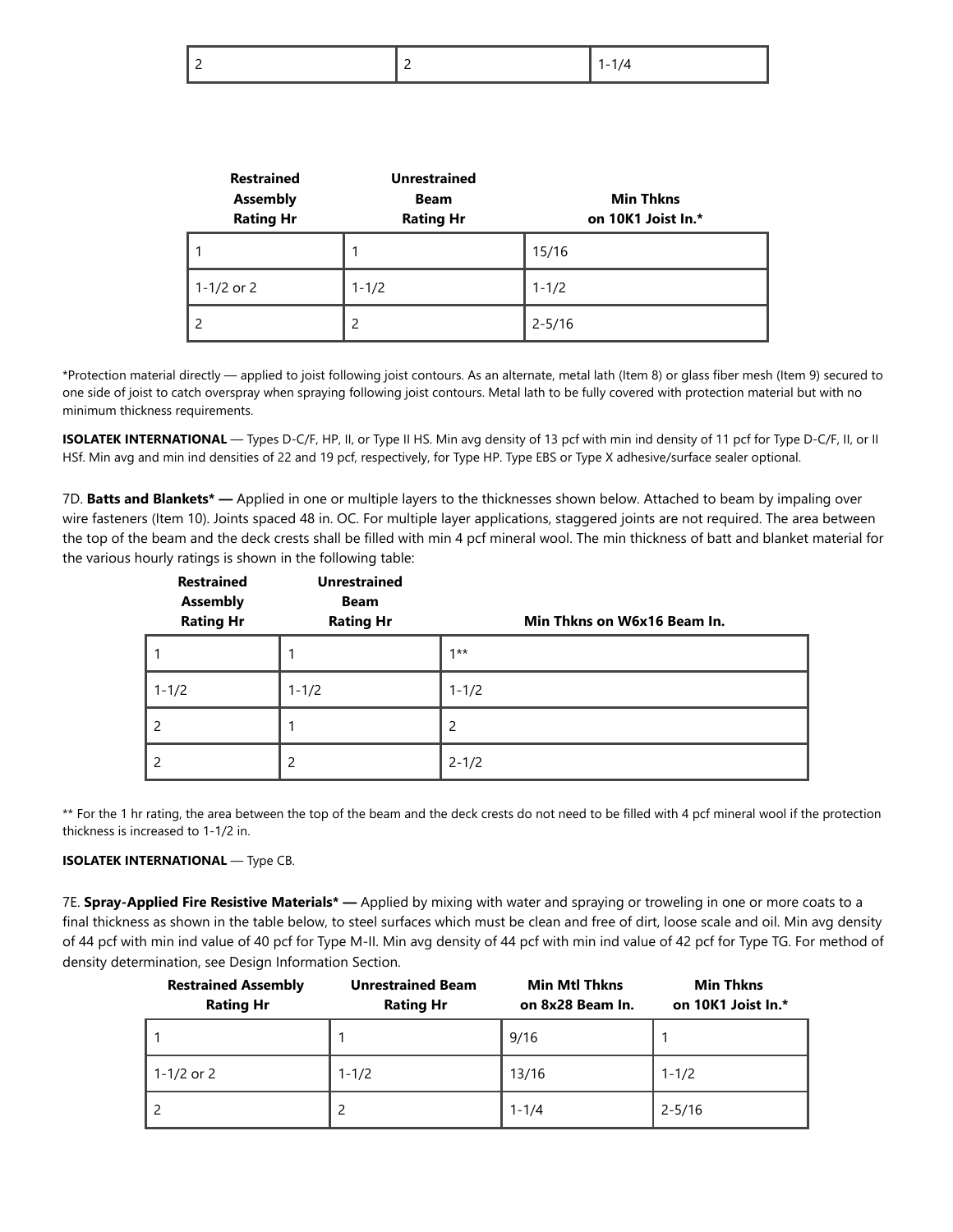| | | |
|---|---|---|
| 2 | 2 | 1-1/4 |

| Restrained Assembly Rating Hr | Unrestrained Beam Rating Hr | Min Thkns on 10K1 Joist In.* |
|---|---|---|
| 1 | 1 | 15/16 |
| 1-1/2 or 2 | 1-1/2 | 1-1/2 |
| 2 | 2 | 2-5/16 |

*Protection material directly — applied to joist following joist contours. As an alternate, metal lath (Item 8) or glass fiber mesh (Item 9) secured to one side of joist to catch overspray when spraying following joist contours. Metal lath to be fully covered with protection material but with no minimum thickness requirements.

**ISOLATEK INTERNATIONAL** — Types D-C/F, HP, II, or Type II HS. Min avg density of 13 pcf with min ind density of 11 pcf for Type D-C/F, II, or II HSf. Min avg and min ind densities of 22 and 19 pcf, respectively, for Type HP. Type EBS or Type X adhesive/surface sealer optional.

7D. **Batts and Blankets* —** Applied in one or multiple layers to the thicknesses shown below. Attached to beam by impaling over wire fasteners (Item 10). Joints spaced 48 in. OC. For multiple layer applications, staggered joints are not required. The area between the top of the beam and the deck crests shall be filled with min 4 pcf mineral wool. The min thickness of batt and blanket material for the various hourly ratings is shown in the following table:

| Restrained Assembly Rating Hr | Unrestrained Beam Rating Hr | Min Thkns on W6x16 Beam In. |
|---|---|---|
| 1 | 1 | 1** |
| 1-1/2 | 1-1/2 | 1-1/2 |
| 2 | 1 | 2 |
| 2 | 2 | 2-1/2 |

** For the 1 hr rating, the area between the top of the beam and the deck crests do not need to be filled with 4 pcf mineral wool if the protection thickness is increased to 1-1/2 in.

**ISOLATEK INTERNATIONAL** — Type CB.

7E. **Spray-Applied Fire Resistive Materials* —** Applied by mixing with water and spraying or troweling in one or more coats to a final thickness as shown in the table below, to steel surfaces which must be clean and free of dirt, loose scale and oil. Min avg density of 44 pcf with min ind value of 40 pcf for Type M-II. Min avg density of 44 pcf with min ind value of 42 pcf for Type TG. For method of density determination, see Design Information Section.

| Restrained Assembly Rating Hr | Unrestrained Beam Rating Hr | Min Mtl Thkns on 8x28 Beam In. | Min Thkns on 10K1 Joist In.* |
|---|---|---|---|
| 1 | 1 | 9/16 | 1 |
| 1-1/2 or 2 | 1-1/2 | 13/16 | 1-1/2 |
| 2 | 2 | 1-1/4 | 2-5/16 |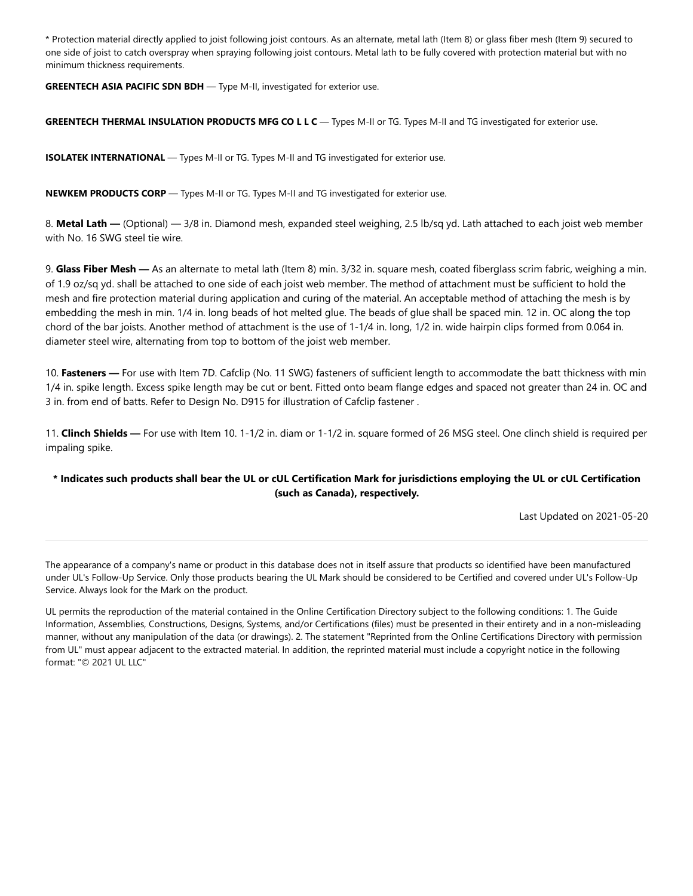* Protection material directly applied to joist following joist contours. As an alternate, metal lath (Item 8) or glass fiber mesh (Item 9) secured to one side of joist to catch overspray when spraying following joist contours. Metal lath to be fully covered with protection material but with no minimum thickness requirements.

**GREENTECH ASIA PACIFIC SDN BDH** — Type M-II, investigated for exterior use.

**GREENTECH THERMAL INSULATION PRODUCTS MFG CO L L C** — Types M-II or TG. Types M-II and TG investigated for exterior use.

**ISOLATEK INTERNATIONAL** — Types M-II or TG. Types M-II and TG investigated for exterior use.

**NEWKEM PRODUCTS CORP** — Types M-II or TG. Types M-II and TG investigated for exterior use.

8. **Metal Lath —** (Optional) — 3/8 in. Diamond mesh, expanded steel weighing, 2.5 lb/sq yd. Lath attached to each joist web member with No. 16 SWG steel tie wire.

9. **Glass Fiber Mesh —** As an alternate to metal lath (Item 8) min. 3/32 in. square mesh, coated fiberglass scrim fabric, weighing a min. of 1.9 oz/sq yd. shall be attached to one side of each joist web member. The method of attachment must be sufficient to hold the mesh and fire protection material during application and curing of the material. An acceptable method of attaching the mesh is by embedding the mesh in min. 1/4 in. long beads of hot melted glue. The beads of glue shall be spaced min. 12 in. OC along the top chord of the bar joists. Another method of attachment is the use of 1-1/4 in. long, 1/2 in. wide hairpin clips formed from 0.064 in. diameter steel wire, alternating from top to bottom of the joist web member.

10. **Fasteners —** For use with Item 7D. Cafclip (No. 11 SWG) fasteners of sufficient length to accommodate the batt thickness with min 1/4 in. spike length. Excess spike length may be cut or bent. Fitted onto beam flange edges and spaced not greater than 24 in. OC and 3 in. from end of batts. Refer to Design No. D915 for illustration of Cafclip fastener .

11. **Clinch Shields —** For use with Item 10. 1-1/2 in. diam or 1-1/2 in. square formed of 26 MSG steel. One clinch shield is required per impaling spike.

**\* Indicates such products shall bear the UL or cUL Certification Mark for jurisdictions employing the UL or cUL Certification (such as Canada), respectively.**

Last Updated on 2021-05-20

---

The appearance of a company's name or product in this database does not in itself assure that products so identified have been manufactured under UL's Follow-Up Service. Only those products bearing the UL Mark should be considered to be Certified and covered under UL's Follow-Up Service. Always look for the Mark on the product.

UL permits the reproduction of the material contained in the Online Certification Directory subject to the following conditions: 1. The Guide Information, Assemblies, Constructions, Designs, Systems, and/or Certifications (files) must be presented in their entirety and in a non-misleading manner, without any manipulation of the data (or drawings). 2. The statement "Reprinted from the Online Certifications Directory with permission from UL" must appear adjacent to the extracted material. In addition, the reprinted material must include a copyright notice in the following format: "© 2021 UL LLC"